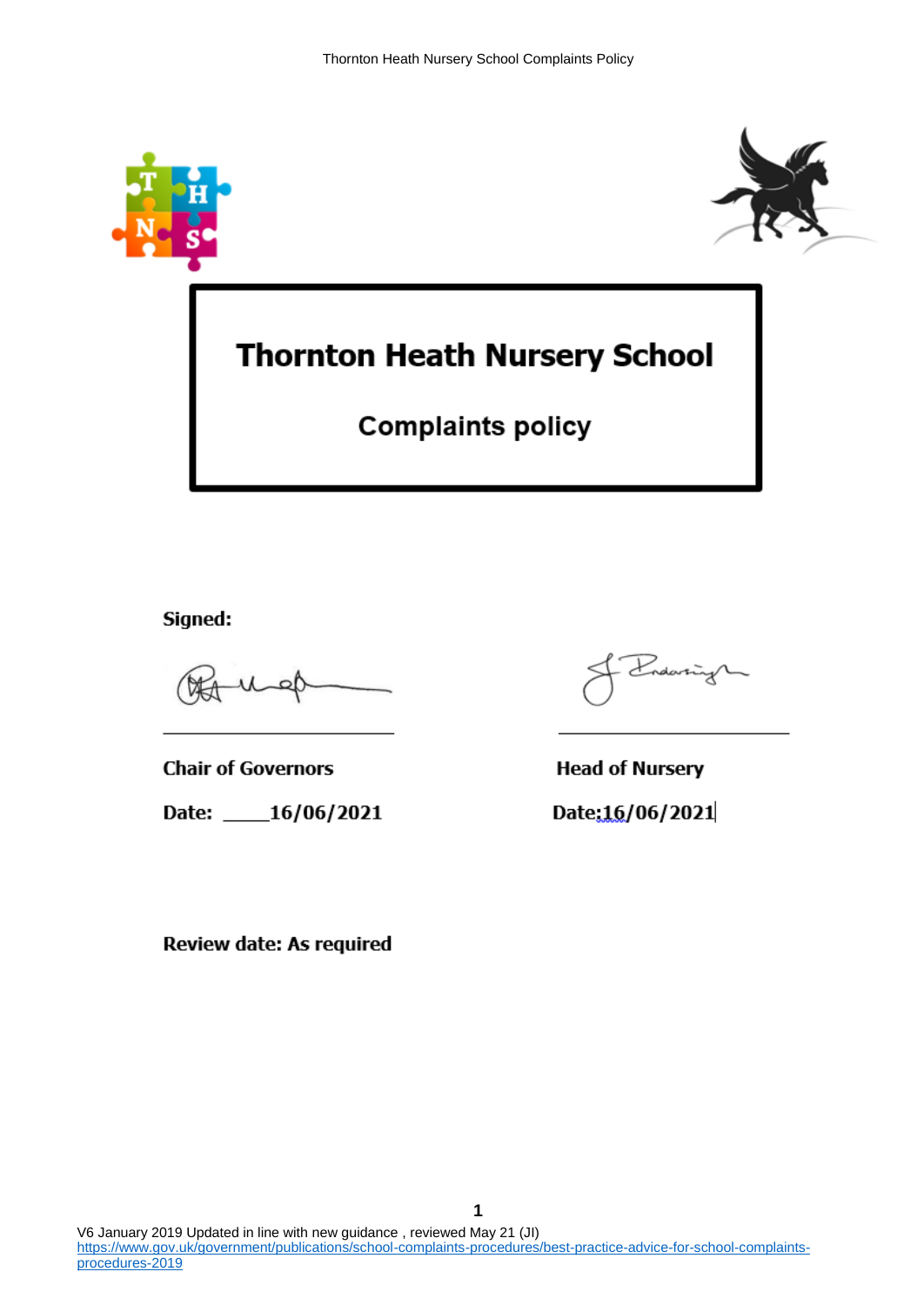# Thornton Heath Nursery School

## Complaints policy

**Signed:**

______________________ ______________________

**Chair of Governors** **Head of Nursery**

**Date: ____16/06/2021** **Date:16/06/2021**

**Review date: As required**

V6 January 2019 Updated in line with new guidance , reviewed May 21 (JI)
https://www.gov.uk/government/publications/school-complaints-procedures/best-practice-advice-for-school-complaints-procedures-2019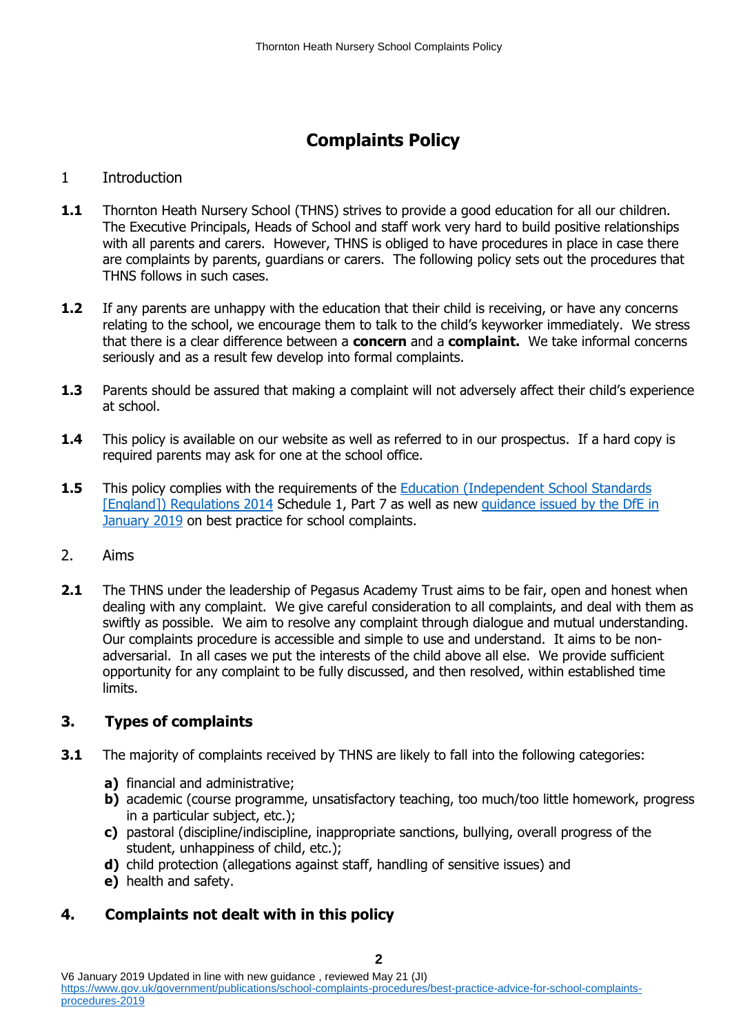# Complaints Policy

## 1 Introduction

**1.1** Thornton Heath Nursery School (THNS) strives to provide a good education for all our children. The Executive Principals, Heads of School and staff work very hard to build positive relationships with all parents and carers. However, THNS is obliged to have procedures in place in case there are complaints by parents, guardians or carers. The following policy sets out the procedures that THNS follows in such cases.

**1.2** If any parents are unhappy with the education that their child is receiving, or have any concerns relating to the school, we encourage them to talk to the child's keyworker immediately. We stress that there is a clear difference between a **concern** and a **complaint.** We take informal concerns seriously and as a result few develop into formal complaints.

**1.3** Parents should be assured that making a complaint will not adversely affect their child's experience at school.

**1.4** This policy is available on our website as well as referred to in our prospectus. If a hard copy is required parents may ask for one at the school office.

**1.5** This policy complies with the requirements of the Education (Independent School Standards [England]) Regulations 2014 Schedule 1, Part 7 as well as new guidance issued by the DfE in January 2019 on best practice for school complaints.

## 2. Aims

**2.1** The THNS under the leadership of Pegasus Academy Trust aims to be fair, open and honest when dealing with any complaint. We give careful consideration to all complaints, and deal with them as swiftly as possible. We aim to resolve any complaint through dialogue and mutual understanding. Our complaints procedure is accessible and simple to use and understand. It aims to be non-adversarial. In all cases we put the interests of the child above all else. We provide sufficient opportunity for any complaint to be fully discussed, and then resolved, within established time limits.

## 3. Types of complaints

**3.1** The majority of complaints received by THNS are likely to fall into the following categories:

**a)** financial and administrative;
**b)** academic (course programme, unsatisfactory teaching, too much/too little homework, progress in a particular subject, etc.);
**c)** pastoral (discipline/indiscipline, inappropriate sanctions, bullying, overall progress of the student, unhappiness of child, etc.);
**d)** child protection (allegations against staff, handling of sensitive issues) and
**e)** health and safety.

## 4. Complaints not dealt with in this policy

V6 January 2019 Updated in line with new guidance , reviewed May 21 (JI)
https://www.gov.uk/government/publications/school-complaints-procedures/best-practice-advice-for-school-complaints-procedures-2019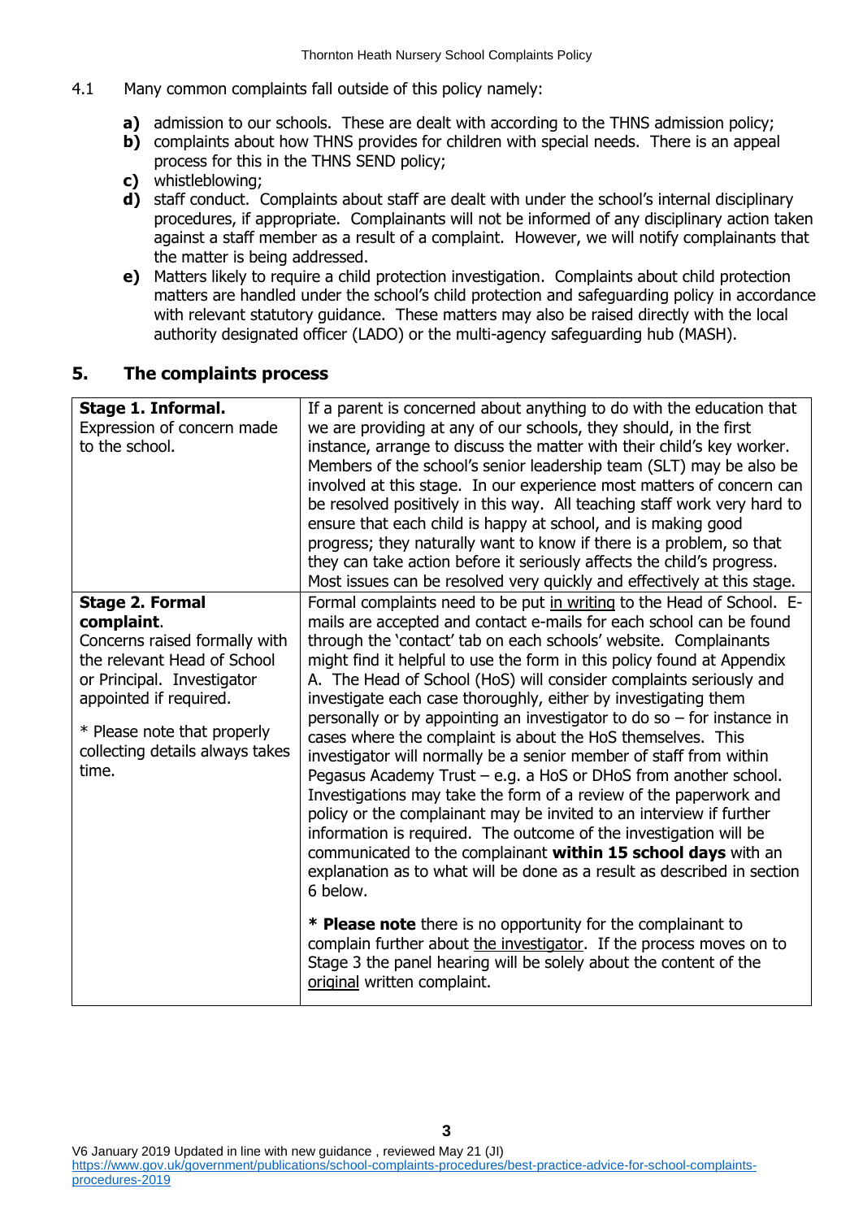4.1 Many common complaints fall outside of this policy namely:

- **a)** admission to our schools. These are dealt with according to the THNS admission policy;
- **b)** complaints about how THNS provides for children with special needs. There is an appeal process for this in the THNS SEND policy;
- **c)** whistleblowing;
- **d)** staff conduct. Complaints about staff are dealt with under the school's internal disciplinary procedures, if appropriate. Complainants will not be informed of any disciplinary action taken against a staff member as a result of a complaint. However, we will notify complainants that the matter is being addressed.
- **e)** Matters likely to require a child protection investigation. Complaints about child protection matters are handled under the school's child protection and safeguarding policy in accordance with relevant statutory guidance. These matters may also be raised directly with the local authority designated officer (LADO) or the multi-agency safeguarding hub (MASH).

## 5. The complaints process

| | |
|---|---|
| **Stage 1. Informal.** Expression of concern made to the school. | If a parent is concerned about anything to do with the education that we are providing at any of our schools, they should, in the first instance, arrange to discuss the matter with their child's key worker. Members of the school's senior leadership team (SLT) may be also be involved at this stage. In our experience most matters of concern can be resolved positively in this way. All teaching staff work very hard to ensure that each child is happy at school, and is making good progress; they naturally want to know if there is a problem, so that they can take action before it seriously affects the child's progress. Most issues can be resolved very quickly and effectively at this stage. |
| **Stage 2. Formal complaint**. Concerns raised formally with the relevant Head of School or Principal. Investigator appointed if required. <br><br> * Please note that properly collecting details always takes time. | Formal complaints need to be put <u>in writing</u> to the Head of School. E-mails are accepted and contact e-mails for each school can be found through the 'contact' tab on each schools' website. Complainants might find it helpful to use the form in this policy found at Appendix A. The Head of School (HoS) will consider complaints seriously and investigate each case thoroughly, either by investigating them personally or by appointing an investigator to do so – for instance in cases where the complaint is about the HoS themselves. This investigator will normally be a senior member of staff from within Pegasus Academy Trust – e.g. a HoS or DHoS from another school. Investigations may take the form of a review of the paperwork and policy or the complainant may be invited to an interview if further information is required. The outcome of the investigation will be communicated to the complainant **within 15 school days** with an explanation as to what will be done as a result as described in section 6 below. <br><br> **\* Please note** there is no opportunity for the complainant to complain further about <u>the investigator</u>. If the process moves on to Stage 3 the panel hearing will be solely about the content of the <u>original</u> written complaint. |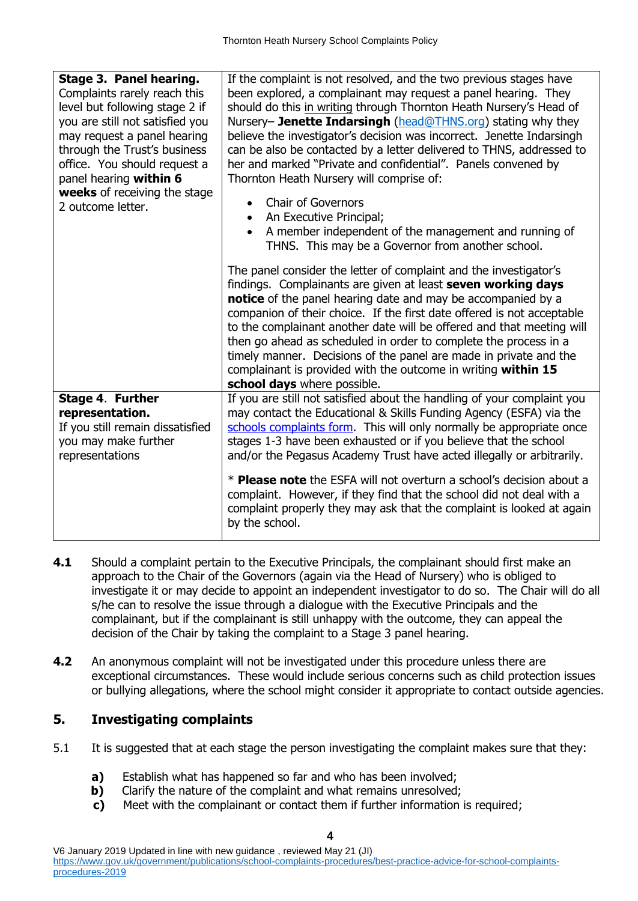| | |
|---|---|
| **Stage 3. Panel hearing.** Complaints rarely reach this level but following stage 2 if you are still not satisfied you may request a panel hearing through the Trust's business office. You should request a panel hearing **within 6 weeks** of receiving the stage 2 outcome letter. | If the complaint is not resolved, and the two previous stages have been explored, a complainant may request a panel hearing. They should do this in writing through Thornton Heath Nursery's Head of Nursery– **Jenette Indarsingh** ([head@THNS.org](mailto:head@THNS.org)) stating why they believe the investigator's decision was incorrect. Jenette Indarsingh can be also be contacted by a letter delivered to THNS, addressed to her and marked "Private and confidential". Panels convened by Thornton Heath Nursery will comprise of:<br>• Chair of Governors<br>• An Executive Principal;<br>• A member independent of the management and running of THNS. This may be a Governor from another school.<br><br>The panel consider the letter of complaint and the investigator's findings. Complainants are given at least **seven working days notice** of the panel hearing date and may be accompanied by a companion of their choice. If the first date offered is not acceptable to the complainant another date will be offered and that meeting will then go ahead as scheduled in order to complete the process in a timely manner. Decisions of the panel are made in private and the complainant is provided with the outcome in writing **within 15 school days** where possible. |
| **Stage 4. Further representation.** If you still remain dissatisfied you may make further representations | If you are still not satisfied about the handling of your complaint you may contact the Educational & Skills Funding Agency (ESFA) via the schools complaints form. This will only normally be appropriate once stages 1-3 have been exhausted or if you believe that the school and/or the Pegasus Academy Trust have acted illegally or arbitrarily.<br><br>* **Please note** the ESFA will not overturn a school's decision about a complaint. However, if they find that the school did not deal with a complaint properly they may ask that the complaint is looked at again by the school. |

**4.1** Should a complaint pertain to the Executive Principals, the complainant should first make an approach to the Chair of the Governors (again via the Head of Nursery) who is obliged to investigate it or may decide to appoint an independent investigator to do so. The Chair will do all s/he can to resolve the issue through a dialogue with the Executive Principals and the complainant, but if the complainant is still unhappy with the outcome, they can appeal the decision of the Chair by taking the complaint to a Stage 3 panel hearing.

**4.2** An anonymous complaint will not be investigated under this procedure unless there are exceptional circumstances. These would include serious concerns such as child protection issues or bullying allegations, where the school might consider it appropriate to contact outside agencies.

## 5. Investigating complaints

5.1 It is suggested that at each stage the person investigating the complaint makes sure that they:

- **a)** Establish what has happened so far and who has been involved;
- **b)** Clarify the nature of the complaint and what remains unresolved;
- **c)** Meet with the complainant or contact them if further information is required;

V6 January 2019 Updated in line with new guidance , reviewed May 21 (JI)
https://www.gov.uk/government/publications/school-complaints-procedures/best-practice-advice-for-school-complaints-procedures-2019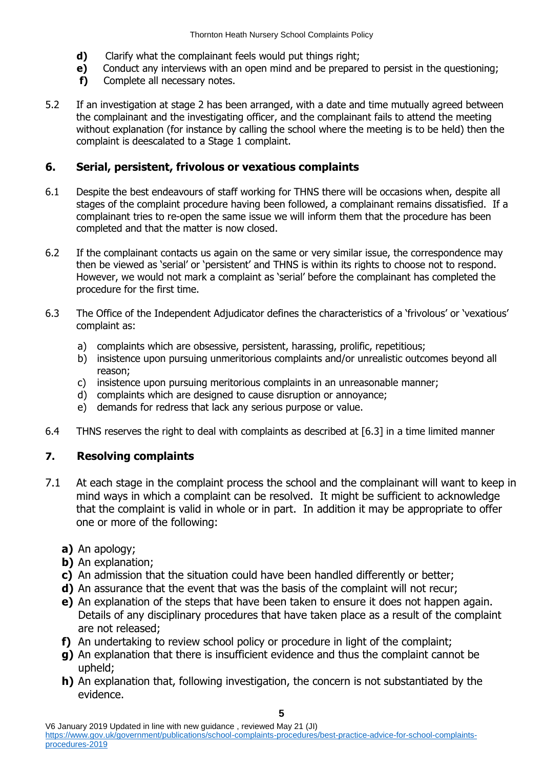**d)** Clarify what the complainant feels would put things right;
**e)** Conduct any interviews with an open mind and be prepared to persist in the questioning;
**f)** Complete all necessary notes.

5.2 If an investigation at stage 2 has been arranged, with a date and time mutually agreed between the complainant and the investigating officer, and the complainant fails to attend the meeting without explanation (for instance by calling the school where the meeting is to be held) then the complaint is deescalated to a Stage 1 complaint.

## 6. Serial, persistent, frivolous or vexatious complaints

6.1 Despite the best endeavours of staff working for THNS there will be occasions when, despite all stages of the complaint procedure having been followed, a complainant remains dissatisfied. If a complainant tries to re-open the same issue we will inform them that the procedure has been completed and that the matter is now closed.

6.2 If the complainant contacts us again on the same or very similar issue, the correspondence may then be viewed as 'serial' or 'persistent' and THNS is within its rights to choose not to respond. However, we would not mark a complaint as 'serial' before the complainant has completed the procedure for the first time.

6.3 The Office of the Independent Adjudicator defines the characteristics of a 'frivolous' or 'vexatious' complaint as:

a) complaints which are obsessive, persistent, harassing, prolific, repetitious;
b) insistence upon pursuing unmeritorious complaints and/or unrealistic outcomes beyond all reason;
c) insistence upon pursuing meritorious complaints in an unreasonable manner;
d) complaints which are designed to cause disruption or annoyance;
e) demands for redress that lack any serious purpose or value.

6.4 THNS reserves the right to deal with complaints as described at [6.3] in a time limited manner

## 7. Resolving complaints

7.1 At each stage in the complaint process the school and the complainant will want to keep in mind ways in which a complaint can be resolved. It might be sufficient to acknowledge that the complaint is valid in whole or in part. In addition it may be appropriate to offer one or more of the following:

**a)** An apology;
**b)** An explanation;
**c)** An admission that the situation could have been handled differently or better;
**d)** An assurance that the event that was the basis of the complaint will not recur;
**e)** An explanation of the steps that have been taken to ensure it does not happen again. Details of any disciplinary procedures that have taken place as a result of the complaint are not released;
**f)** An undertaking to review school policy or procedure in light of the complaint;
**g)** An explanation that there is insufficient evidence and thus the complaint cannot be upheld;
**h)** An explanation that, following investigation, the concern is not substantiated by the evidence.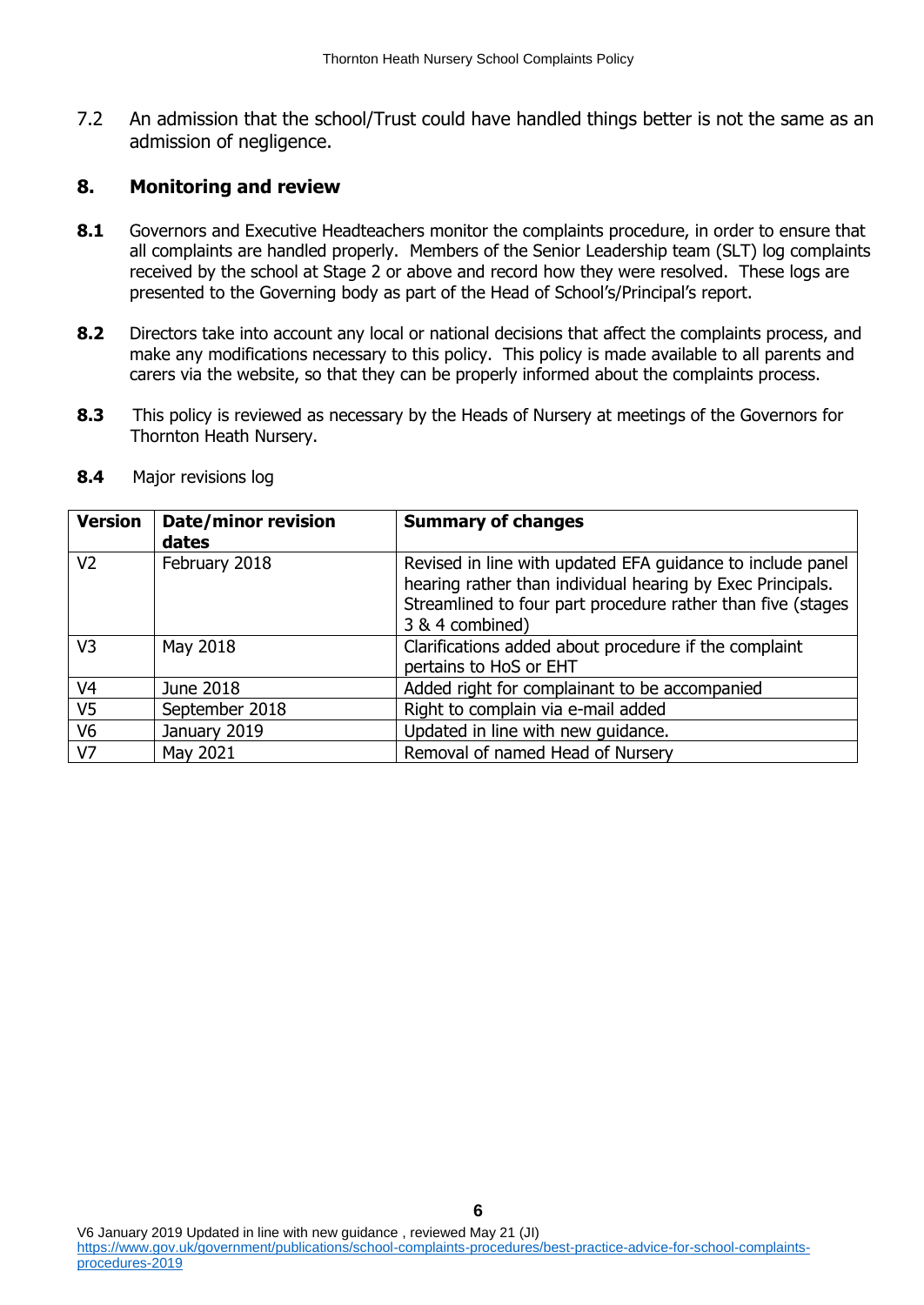7.2 An admission that the school/Trust could have handled things better is not the same as an admission of negligence.

## 8. Monitoring and review

**8.1** Governors and Executive Headteachers monitor the complaints procedure, in order to ensure that all complaints are handled properly. Members of the Senior Leadership team (SLT) log complaints received by the school at Stage 2 or above and record how they were resolved. These logs are presented to the Governing body as part of the Head of School's/Principal's report.

**8.2** Directors take into account any local or national decisions that affect the complaints process, and make any modifications necessary to this policy. This policy is made available to all parents and carers via the website, so that they can be properly informed about the complaints process.

**8.3** This policy is reviewed as necessary by the Heads of Nursery at meetings of the Governors for Thornton Heath Nursery.

**8.4** Major revisions log

| **Version** | **Date/minor revision dates** | **Summary of changes** |
|---|---|---|
| V2 | February 2018 | Revised in line with updated EFA guidance to include panel hearing rather than individual hearing by Exec Principals. Streamlined to four part procedure rather than five (stages 3 & 4 combined) |
| V3 | May 2018 | Clarifications added about procedure if the complaint pertains to HoS or EHT |
| V4 | June 2018 | Added right for complainant to be accompanied |
| V5 | September 2018 | Right to complain via e-mail added |
| V6 | January 2019 | Updated in line with new guidance. |
| V7 | May 2021 | Removal of named Head of Nursery |

V6 January 2019 Updated in line with new guidance , reviewed May 21 (JI)
https://www.gov.uk/government/publications/school-complaints-procedures/best-practice-advice-for-school-complaints-procedures-2019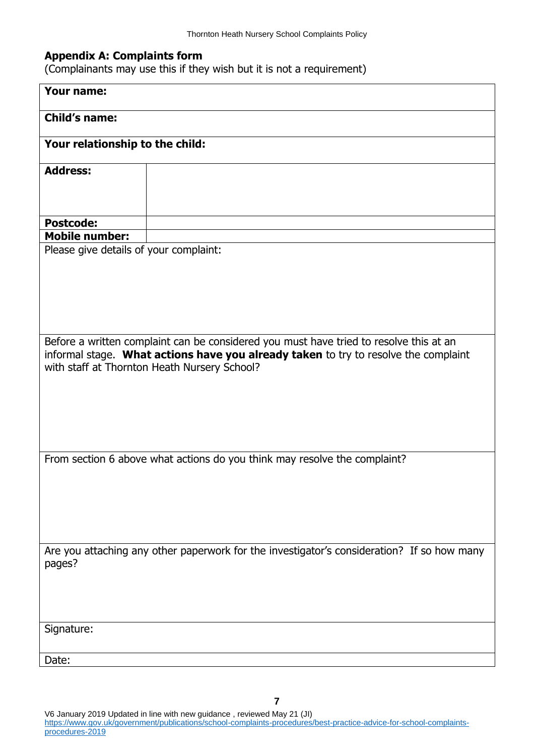## Appendix A: Complaints form

(Complainants may use this if they wish but it is not a requirement)

| | |
|---|---|
| **Your name:** | |
| **Child's name:** | |
| **Your relationship to the child:** | |
| **Address:** | |
| **Postcode:** | |
| **Mobile number:** | |
| Please give details of your complaint: | |
| Before a written complaint can be considered you must have tried to resolve this at an informal stage. **What actions have you already taken** to try to resolve the complaint with staff at Thornton Heath Nursery School? | |
| From section 6 above what actions do you think may resolve the complaint? | |
| Are you attaching any other paperwork for the investigator's consideration? If so how many pages? | |
| Signature: | |
| Date: | |

V6 January 2019 Updated in line with new guidance , reviewed May 21 (JI)
https://www.gov.uk/government/publications/school-complaints-procedures/best-practice-advice-for-school-complaints-procedures-2019